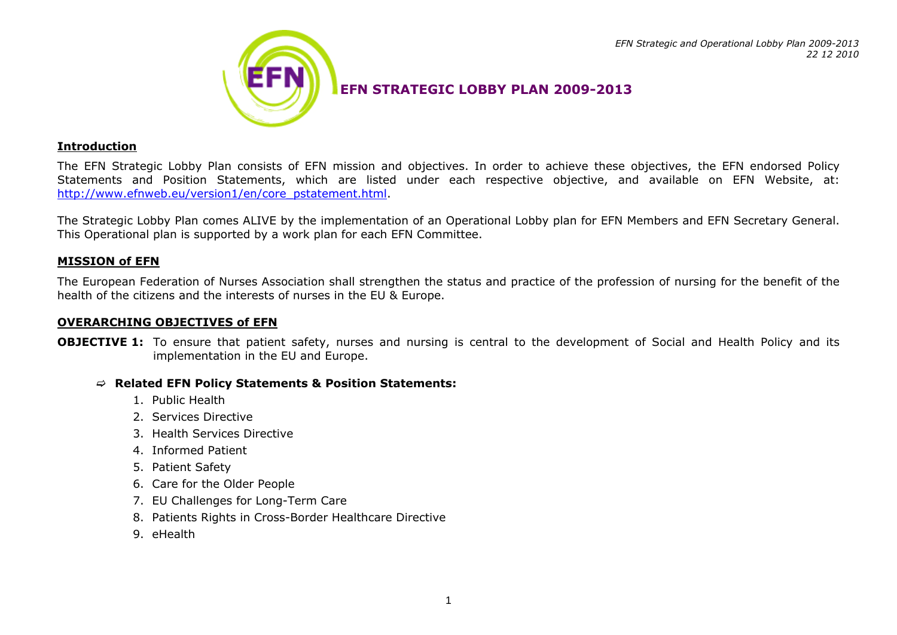# EFN STRATEGIC LOBBY PLAN 2009-2013

## Introduction

The EFN Strategic Lobby Plan consists of EFN mission and objectives. In order to achieve these objectives, the EFN endorsed Policy Statements and Position Statements, which are listed under each respective objective, and available on EFN Website, at: http://www.efnweb.eu/version1/en/core_pstatement.html.

The Strategic Lobby Plan comes ALIVE by the implementation of an Operational Lobby plan for EFN Members and EFN Secretary General. This Operational plan is supported by a work plan for each EFN Committee.

## MISSION of EFN

The European Federation of Nurses Association shall strengthen the status and practice of the profession of nursing for the benefit of the health of the citizens and the interests of nurses in the EU & Europe.

## OVERARCHING OBJECTIVES of EFN

**OBJECTIVE 1:** To ensure that patient safety, nurses and nursing is central to the development of Social and Health Policy and its implementation in the EU and Europe.

⇨ **Related EFN Policy Statements & Position Statements:**

1. Public Health
2. Services Directive
3. Health Services Directive
4. Informed Patient
5. Patient Safety
6. Care for the Older People
7. EU Challenges for Long-Term Care
8. Patients Rights in Cross-Border Healthcare Directive
9. eHealth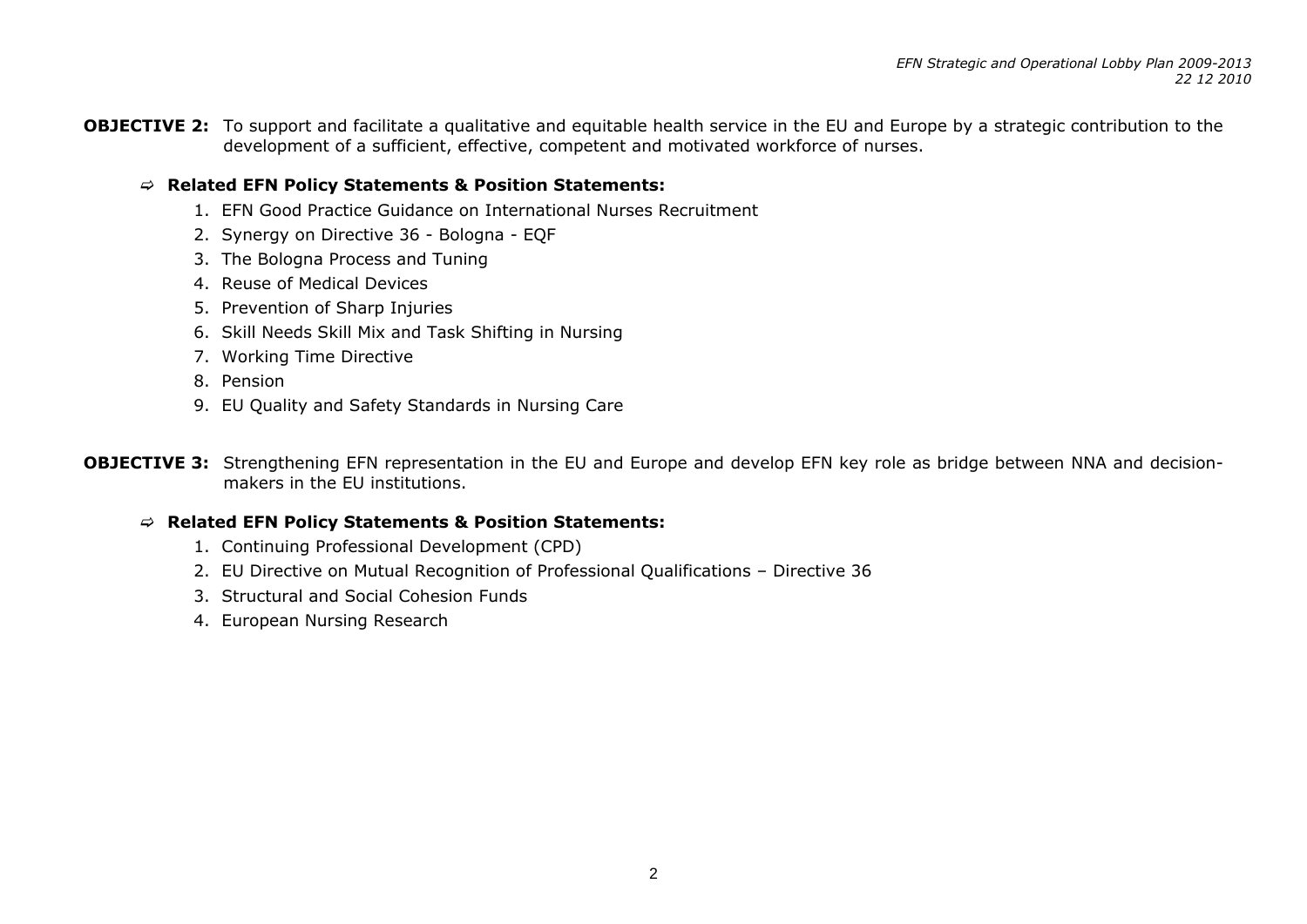**OBJECTIVE 2:** To support and facilitate a qualitative and equitable health service in the EU and Europe by a strategic contribution to the development of a sufficient, effective, competent and motivated workforce of nurses.

⇨ **Related EFN Policy Statements & Position Statements:**

1. EFN Good Practice Guidance on International Nurses Recruitment
2. Synergy on Directive 36 - Bologna - EQF
3. The Bologna Process and Tuning
4. Reuse of Medical Devices
5. Prevention of Sharp Injuries
6. Skill Needs Skill Mix and Task Shifting in Nursing
7. Working Time Directive
8. Pension
9. EU Quality and Safety Standards in Nursing Care

**OBJECTIVE 3:** Strengthening EFN representation in the EU and Europe and develop EFN key role as bridge between NNA and decision-makers in the EU institutions.

⇨ **Related EFN Policy Statements & Position Statements:**

1. Continuing Professional Development (CPD)
2. EU Directive on Mutual Recognition of Professional Qualifications – Directive 36
3. Structural and Social Cohesion Funds
4. European Nursing Research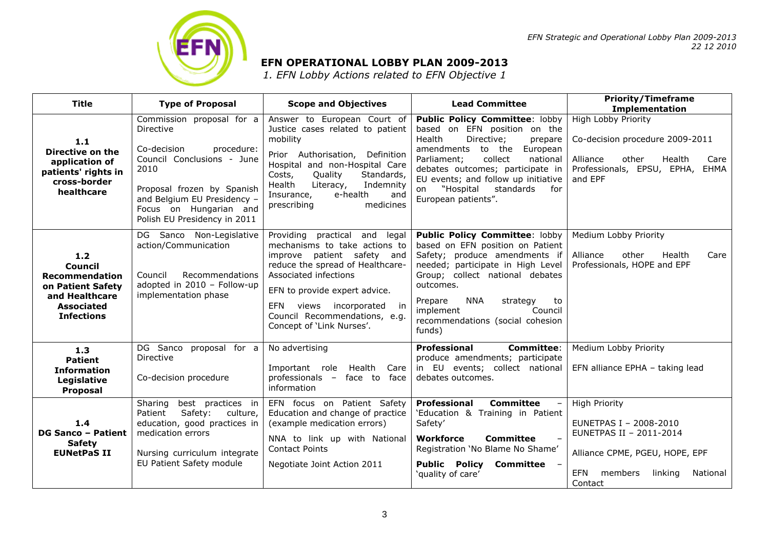## EFN OPERATIONAL LOBBY PLAN 2009-2013

*1. EFN Lobby Actions related to EFN Objective 1*

| Title | Type of Proposal | Scope and Objectives | Lead Committee | Priority/Timeframe Implementation |
|---|---|---|---|---|
| **1.1 Directive on the application of patients' rights in cross-border healthcare** | Commission proposal for a Directive<br><br>Co-decision procedure: Council Conclusions - June 2010<br><br>Proposal frozen by Spanish and Belgium EU Presidency – Focus on Hungarian and Polish EU Presidency in 2011 | Answer to European Court of Justice cases related to patient mobility<br><br>Prior Authorisation, Definition Hospital and non-Hospital Care Costs, Quality Standards, Health Literacy, Indemnity Insurance, e-health and prescribing medicines | **Public Policy Committee**: lobby based on EFN position on the Health Directive; prepare amendments to the European Parliament; collect national debates outcomes; participate in EU events; and follow up initiative on "Hospital standards for European patients". | High Lobby Priority<br><br>Co-decision procedure 2009-2011<br><br>Alliance other Health Care Professionals, EPSU, EPHA, EHMA and EPF |
| **1.2 Council Recommendation on Patient Safety and Healthcare Associated Infections** | DG Sanco Non-Legislative action/Communication<br><br>Council Recommendations adopted in 2010 – Follow-up implementation phase | Providing practical and legal mechanisms to take actions to improve patient safety and reduce the spread of Healthcare-Associated infections<br><br>EFN to provide expert advice.<br><br>EFN views incorporated in Council Recommendations, e.g. Concept of 'Link Nurses'. | **Public Policy Committee**: lobby based on EFN position on Patient Safety; produce amendments if needed; participate in High Level Group; collect national debates outcomes.<br><br>Prepare NNA strategy to implement Council recommendations (social cohesion funds) | Medium Lobby Priority<br><br>Alliance other Health Care Professionals, HOPE and EPF |
| **1.3 Patient Information Legislative Proposal** | DG Sanco proposal for a Directive<br><br>Co-decision procedure | No advertising<br><br>Important role Health Care professionals – face to face information | **Professional Committee**: produce amendments; participate in EU events; collect national debates outcomes. | Medium Lobby Priority<br><br>EFN alliance EPHA – taking lead |
| **1.4 DG Sanco – Patient Safety EUNetPaS II** | Sharing best practices in Patient Safety: culture, education, good practices in medication errors<br><br>Nursing curriculum integrate EU Patient Safety module | EFN focus on Patient Safety Education and change of practice (example medication errors)<br><br>NNA to link up with National Contact Points<br><br>Negotiate Joint Action 2011 | **Professional Committee** – 'Education & Training in Patient Safety'<br><br>**Workforce Committee** – Registration 'No Blame No Shame'<br><br>**Public Policy Committee** – 'quality of care' | High Priority<br><br>EUNETPAS I – 2008-2010<br>EUNETPAS II – 2011-2014<br><br>Alliance CPME, PGEU, HOPE, EPF<br><br>EFN members linking National Contact |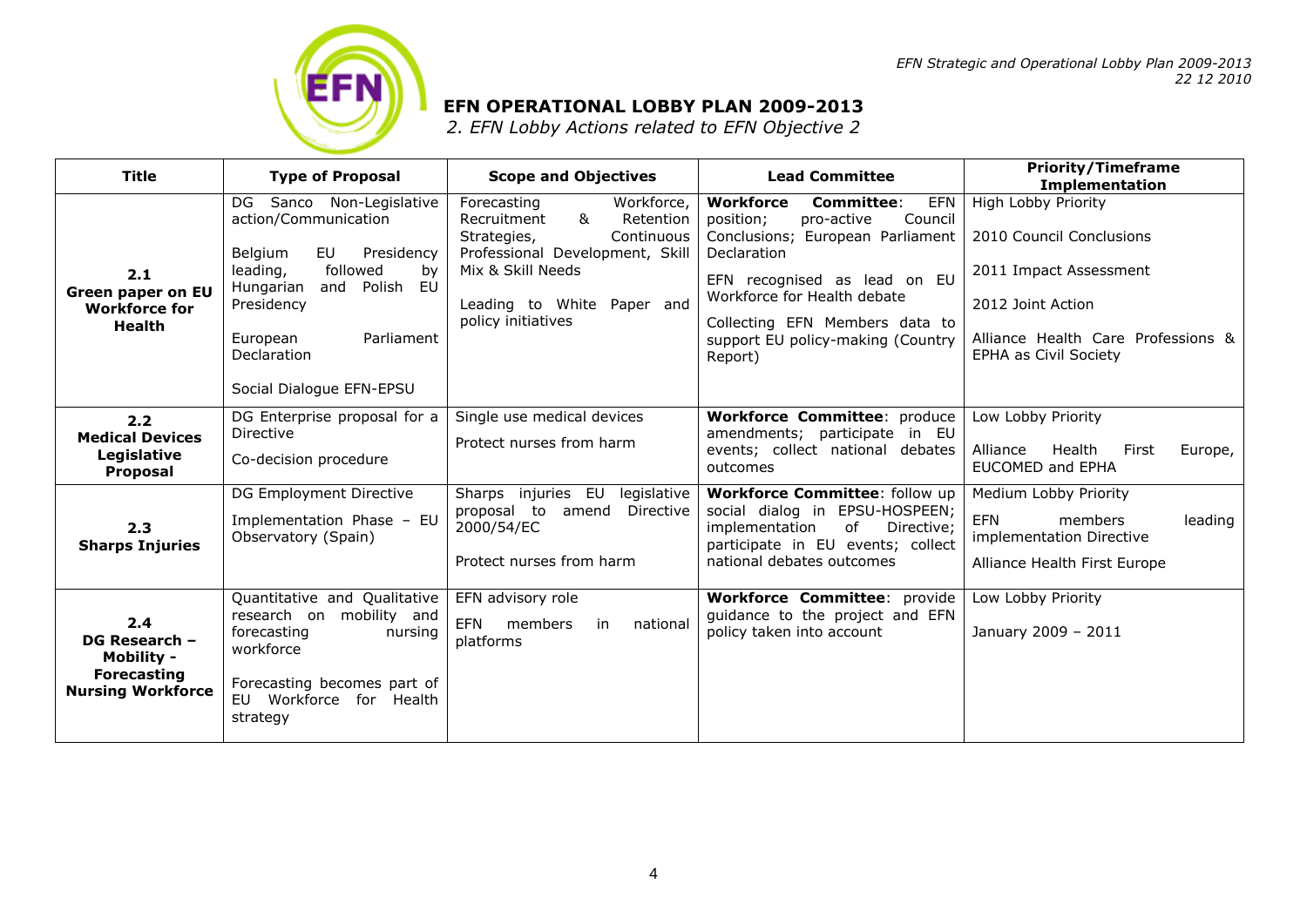# EFN OPERATIONAL LOBBY PLAN 2009-2013

*2. EFN Lobby Actions related to EFN Objective 2*

| Title | Type of Proposal | Scope and Objectives | Lead Committee | Priority/Timeframe Implementation |
|---|---|---|---|---|
| **2.1 Green paper on EU Workforce for Health** | DG Sanco Non-Legislative action/Communication<br><br>Belgium EU Presidency leading, followed by Hungarian and Polish EU Presidency<br><br>European Parliament Declaration<br><br>Social Dialogue EFN-EPSU | Forecasting Workforce, Recruitment & Retention Strategies, Continuous Professional Development, Skill Mix & Skill Needs<br><br>Leading to White Paper and policy initiatives | **Workforce Committee**: EFN position; pro-active Council Conclusions; European Parliament Declaration<br><br>EFN recognised as lead on EU Workforce for Health debate<br><br>Collecting EFN Members data to support EU policy-making (Country Report) | High Lobby Priority<br><br>2010 Council Conclusions<br><br>2011 Impact Assessment<br><br>2012 Joint Action<br><br>Alliance Health Care Professions & EPHA as Civil Society |
| **2.2 Medical Devices Legislative Proposal** | DG Enterprise proposal for a Directive<br><br>Co-decision procedure | Single use medical devices<br><br>Protect nurses from harm | **Workforce Committee**: produce amendments; participate in EU events; collect national debates outcomes | Low Lobby Priority<br><br>Alliance Health First Europe, EUCOMED and EPHA |
| **2.3 Sharps Injuries** | DG Employment Directive<br><br>Implementation Phase – EU Observatory (Spain) | Sharps injuries EU legislative proposal to amend Directive 2000/54/EC<br><br>Protect nurses from harm | **Workforce Committee**: follow up social dialog in EPSU-HOSPEEN; implementation of Directive; participate in EU events; collect national debates outcomes | Medium Lobby Priority<br><br>EFN members leading implementation Directive<br><br>Alliance Health First Europe |
| **2.4 DG Research – Mobility - Forecasting Nursing Workforce** | Quantitative and Qualitative research on mobility and forecasting nursing workforce<br><br>Forecasting becomes part of EU Workforce for Health strategy | EFN advisory role<br><br>EFN members in national platforms | **Workforce Committee**: provide guidance to the project and EFN policy taken into account | Low Lobby Priority<br><br>January 2009 – 2011 |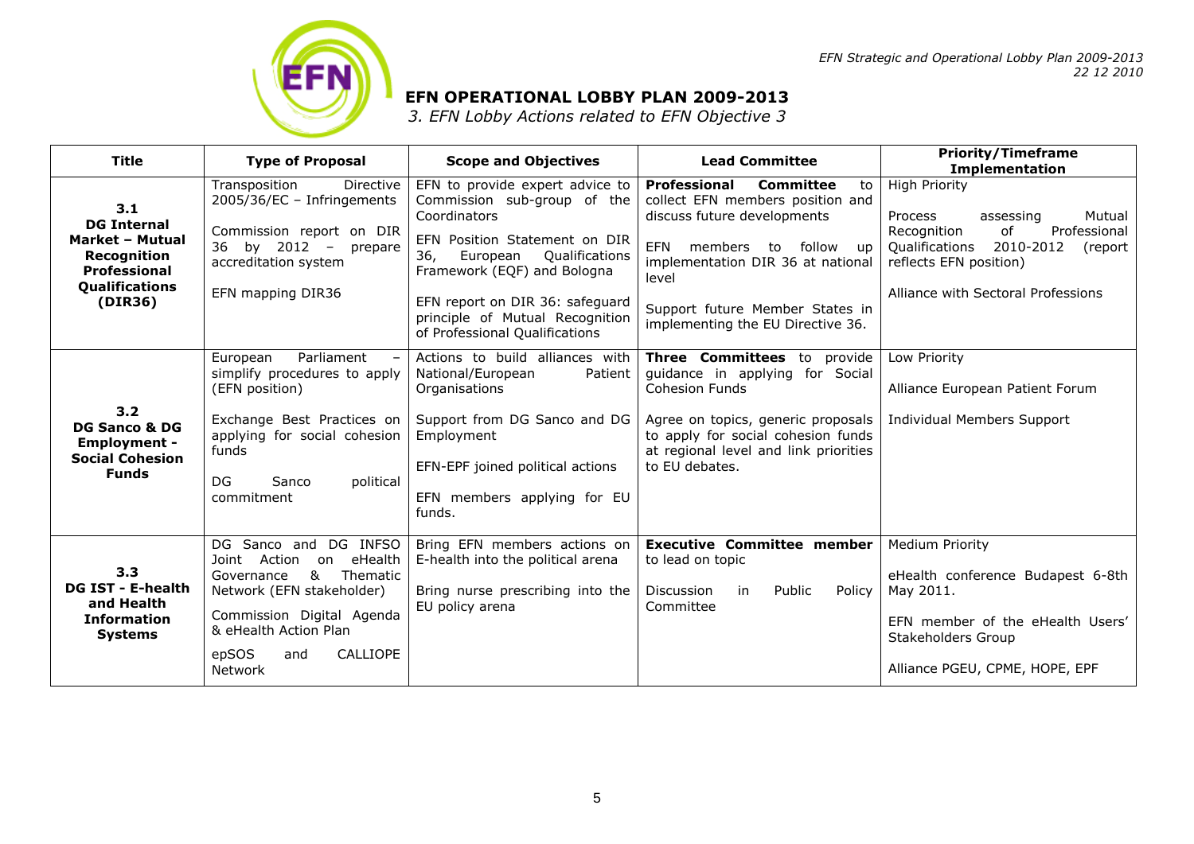# EFN OPERATIONAL LOBBY PLAN 2009-2013

*3. EFN Lobby Actions related to EFN Objective 3*

| Title | Type of Proposal | Scope and Objectives | Lead Committee | Priority/Timeframe Implementation |
|---|---|---|---|---|
| **3.1 DG Internal Market – Mutual Recognition Professional Qualifications (DIR36)** | Transposition Directive 2005/36/EC – Infringements<br><br>Commission report on DIR 36 by 2012 – prepare accreditation system<br><br>EFN mapping DIR36 | EFN to provide expert advice to Commission sub-group of the Coordinators<br><br>EFN Position Statement on DIR 36, European Qualifications Framework (EQF) and Bologna<br><br>EFN report on DIR 36: safeguard principle of Mutual Recognition of Professional Qualifications | **Professional Committee** to collect EFN members position and discuss future developments<br><br>EFN members to follow up implementation DIR 36 at national level<br><br>Support future Member States in implementing the EU Directive 36. | High Priority<br><br>Process assessing Mutual Recognition of Professional Qualifications 2010-2012 (report reflects EFN position)<br><br>Alliance with Sectoral Professions |
| **3.2 DG Sanco & DG Employment - Social Cohesion Funds** | European Parliament – simplify procedures to apply (EFN position)<br><br>Exchange Best Practices on applying for social cohesion funds<br><br>DG Sanco political commitment | Actions to build alliances with National/European Patient Organisations<br><br>Support from DG Sanco and DG Employment<br><br>EFN-EPF joined political actions<br><br>EFN members applying for EU funds. | **Three Committees** to provide guidance in applying for Social Cohesion Funds<br><br>Agree on topics, generic proposals to apply for social cohesion funds at regional level and link priorities to EU debates. | Low Priority<br><br>Alliance European Patient Forum<br><br>Individual Members Support |
| **3.3 DG IST - E-health and Health Information Systems** | DG Sanco and DG INFSO Joint Action on eHealth Governance & Thematic Network (EFN stakeholder)<br><br>Commission Digital Agenda & eHealth Action Plan<br><br>epSOS and CALLIOPE Network | Bring EFN members actions on E-health into the political arena<br><br>Bring nurse prescribing into the EU policy arena | **Executive Committee member** to lead on topic<br><br>Discussion in Public Policy Committee | Medium Priority<br><br>eHealth conference Budapest 6-8th May 2011.<br><br>EFN member of the eHealth Users' Stakeholders Group<br><br>Alliance PGEU, CPME, HOPE, EPF |